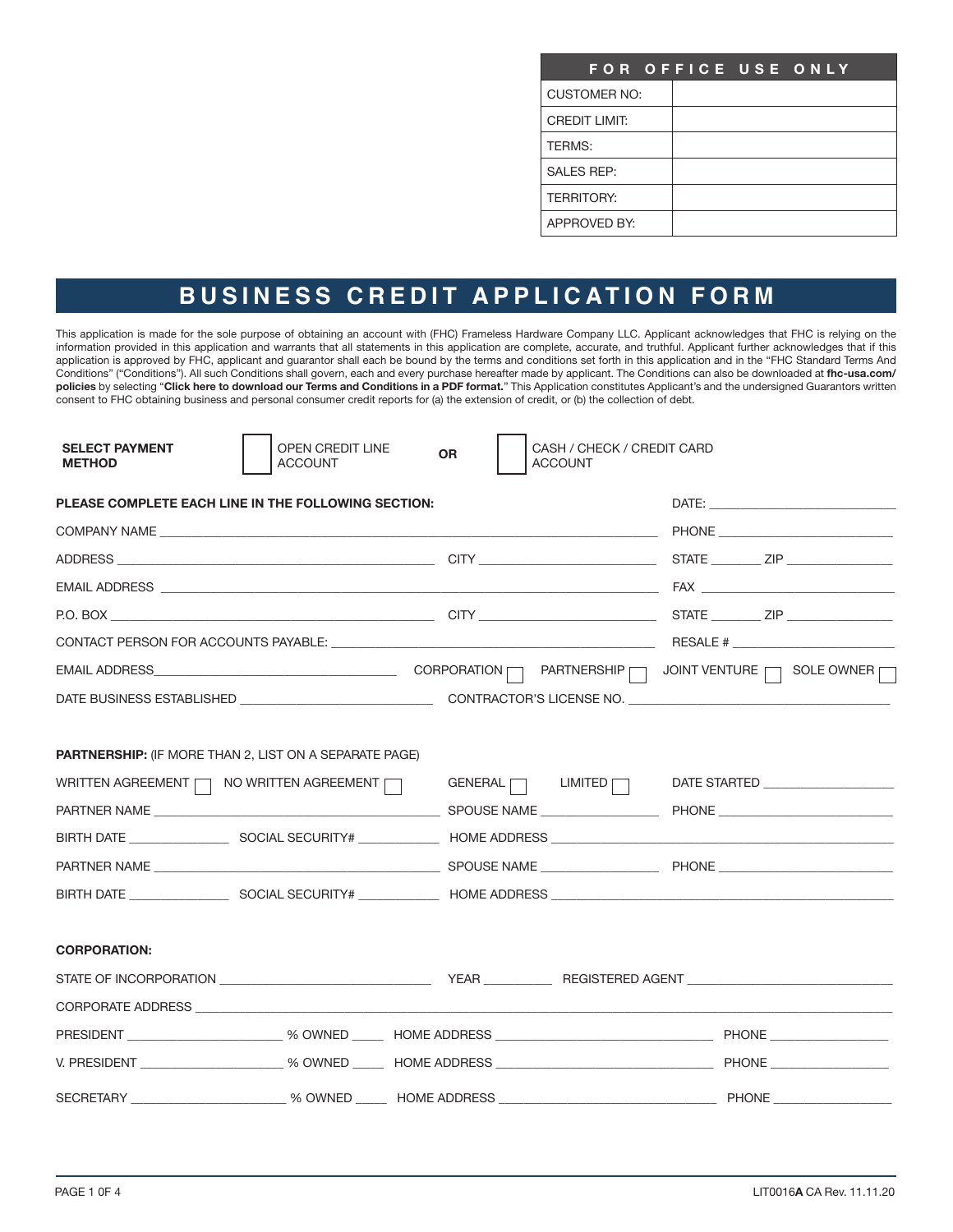| FOR OFFICE USE ONLY | |
|---|---|
| CUSTOMER NO: | |
| CREDIT LIMIT: | |
| TERMS: | |
| SALES REP: | |
| TERRITORY: | |
| APPROVED BY: | |

# BUSINESS CREDIT APPLICATION FORM

This application is made for the sole purpose of obtaining an account with (FHC) Frameless Hardware Company LLC. Applicant acknowledges that FHC is relying on the information provided in this application and warrants that all statements in this application are complete, accurate, and truthful. Applicant further acknowledges that if this application is approved by FHC, applicant and guarantor shall each be bound by the terms and conditions set forth in this application and in the "FHC Standard Terms And Conditions" ("Conditions"). All such Conditions shall govern, each and every purchase hereafter made by applicant. The Conditions can also be downloaded at **fhc-usa.com/policies** by selecting "**Click here to download our Terms and Conditions in a PDF format.**" This Application constitutes Applicant's and the undersigned Guarantors written consent to FHC obtaining business and personal consumer credit reports for (a) the extension of credit, or (b) the collection of debt.

**SELECT PAYMENT METHOD** ☐ OPEN CREDIT LINE ACCOUNT **OR** ☐ CASH / CHECK / CREDIT CARD ACCOUNT

**PLEASE COMPLETE EACH LINE IN THE FOLLOWING SECTION:** DATE: ______________

COMPANY NAME ______________________ PHONE ______________

ADDRESS ______________ CITY ______________ STATE ______ ZIP ______

EMAIL ADDRESS ______________________ FAX ______________

P.O. BOX ______________ CITY ______________ STATE ______ ZIP ______

CONTACT PERSON FOR ACCOUNTS PAYABLE: ______________ RESALE # ______________

EMAIL ADDRESS______________ CORPORATION ☐ PARTNERSHIP ☐ JOINT VENTURE ☐ SOLE OWNER ☐

DATE BUSINESS ESTABLISHED ______________ CONTRACTOR'S LICENSE NO. ______________

**PARTNERSHIP:** (IF MORE THAN 2, LIST ON A SEPARATE PAGE)

WRITTEN AGREEMENT ☐ NO WRITTEN AGREEMENT ☐ GENERAL ☐ LIMITED ☐ DATE STARTED ______________

PARTNER NAME ______________ SPOUSE NAME ______________ PHONE ______________

BIRTH DATE ______________ SOCIAL SECURITY# ______________ HOME ADDRESS ______________

PARTNER NAME ______________ SPOUSE NAME ______________ PHONE ______________

BIRTH DATE ______________ SOCIAL SECURITY# ______________ HOME ADDRESS ______________

**CORPORATION:**

STATE OF INCORPORATION ______________ YEAR ______ REGISTERED AGENT ______________

CORPORATE ADDRESS ______________________

PRESIDENT ______________ % OWNED ______ HOME ADDRESS ______________ PHONE ______________

V. PRESIDENT ______________ % OWNED ______ HOME ADDRESS ______________ PHONE ______________

SECRETARY ______________ % OWNED ______ HOME ADDRESS ______________ PHONE ______________

LIT0016**A** CA Rev. 11.11.20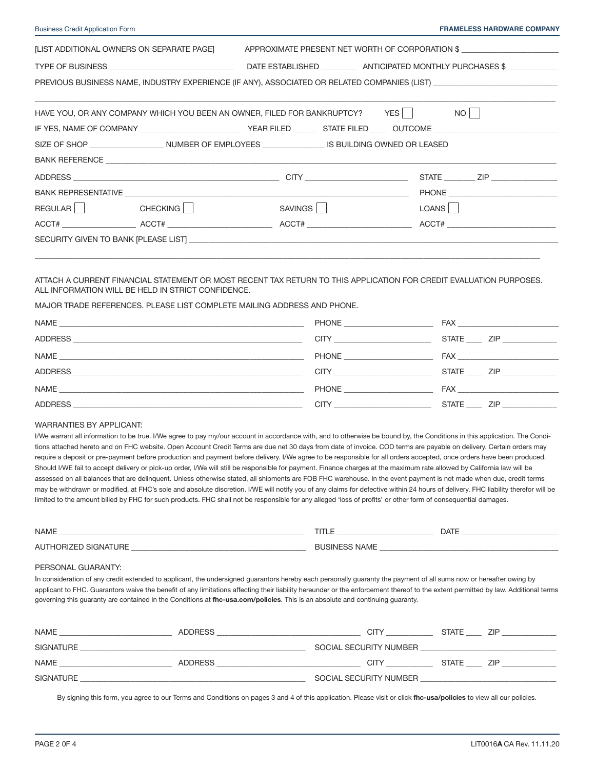[LIST ADDITIONAL OWNERS ON SEPARATE PAGE] APPROXIMATE PRESENT NET WORTH OF CORPORATION $ ______________________

TYPE OF BUSINESS ____________________________ DATE ESTABLISHED ________ ANTICIPATED MONTHLY PURCHASES $ ___________

PREVIOUS BUSINESS NAME, INDUSTRY EXPERIENCE (IF ANY), ASSOCIATED OR RELATED COMPANIES (LIST) ____________________________

______________________________________________________________________________________________________________

HAVE YOU, OR ANY COMPANY WHICH YOU BEEN AN OWNER, FILED FOR BANKRUPTCY? YES ☐ NO ☐

IF YES, NAME OF COMPANY ______________________ YEAR FILED ______ STATE FILED ____ OUTCOME ____________________________

SIZE OF SHOP ________________ NUMBER OF EMPLOYEES ______________ IS BUILDING OWNED OR LEASED

BANK REFERENCE ______________________________________________________________________________________________

ADDRESS ______________________________________________ CITY ______________________ STATE _______ ZIP _______________

BANK REPRESENTATIVE ___________________________________________________________________ PHONE ________________________

REGULAR ☐ CHECKING ☐ SAVINGS ☐ LOANS ☐

ACCT# _________________ ACCT# _______________________ ACCT# _______________________ ACCT# _________________________

SECURITY GIVEN TO BANK [PLEASE LIST] ________________________________________________________________________________

______________________________________________________________________________________________________________

ATTACH A CURRENT FINANCIAL STATEMENT OR MOST RECENT TAX RETURN TO THIS APPLICATION FOR CREDIT EVALUATION PURPOSES. ALL INFORMATION WILL BE HELD IN STRICT CONFIDENCE.

MAJOR TRADE REFERENCES. PLEASE LIST COMPLETE MAILING ADDRESS AND PHONE.

NAME ________________________________________________________ PHONE ____________________ FAX _______________________

ADDRESS _____________________________________________________ CITY ______________________ STATE ____ ZIP ____________

NAME ________________________________________________________ PHONE ____________________ FAX _______________________

ADDRESS _____________________________________________________ CITY ______________________ STATE ____ ZIP ____________

NAME ________________________________________________________ PHONE ____________________ FAX _______________________

ADDRESS _____________________________________________________ CITY ______________________ STATE ____ ZIP ____________

WARRANTIES BY APPLICANT:

I/We warrant all information to be true. I/We agree to pay my/our account in accordance with, and to otherwise be bound by, the Conditions in this application. The Conditions attached hereto and on FHC website. Open Account Credit Terms are due net 30 days from date of invoice. COD terms are payable on delivery. Certain orders may require a deposit or pre-payment before production and payment before delivery. I/We agree to be responsible for all orders accepted, once orders have been produced. Should I/WE fail to accept delivery or pick-up order, I/We will still be responsible for payment. Finance charges at the maximum rate allowed by California law will be assessed on all balances that are delinquent. Unless otherwise stated, all shipments are FOB FHC warehouse. In the event payment is not made when due, credit terms may be withdrawn or modified, at FHC's sole and absolute discretion. I/WE will notify you of any claims for defective within 24 hours of delivery. FHC liability therefor will be limited to the amount billed by FHC for such products. FHC shall not be responsible for any alleged 'loss of profits' or other form of consequential damages.

NAME ________________________________________________________ TITLE ______________________ DATE ______________________

AUTHORIZED SIGNATURE ________________________________________ BUSINESS NAME ___________________________________________

PERSONAL GUARANTY:

In consideration of any credit extended to applicant, the undersigned guarantors hereby each personally guaranty the payment of all sums now or hereafter owing by applicant to FHC. Guarantors waive the benefit of any limitations affecting their liability hereunder or the enforcement thereof to the extent permitted by law. Additional terms governing this guaranty are contained in the Conditions at **fhc-usa.com/policies**. This is an absolute and continuing guaranty.

NAME __________________________ ADDRESS __________________________________ CITY ___________ STATE ____ ZIP ____________

SIGNATURE _____________________________________________________ SOCIAL SECURITY NUMBER _______________________________

NAME __________________________ ADDRESS __________________________________ CITY ___________ STATE ____ ZIP ____________

SIGNATURE _____________________________________________________ SOCIAL SECURITY NUMBER _______________________________

By signing this form, you agree to our Terms and Conditions on pages 3 and 4 of this application. Please visit or click **fhc-usa/policies** to view all our policies.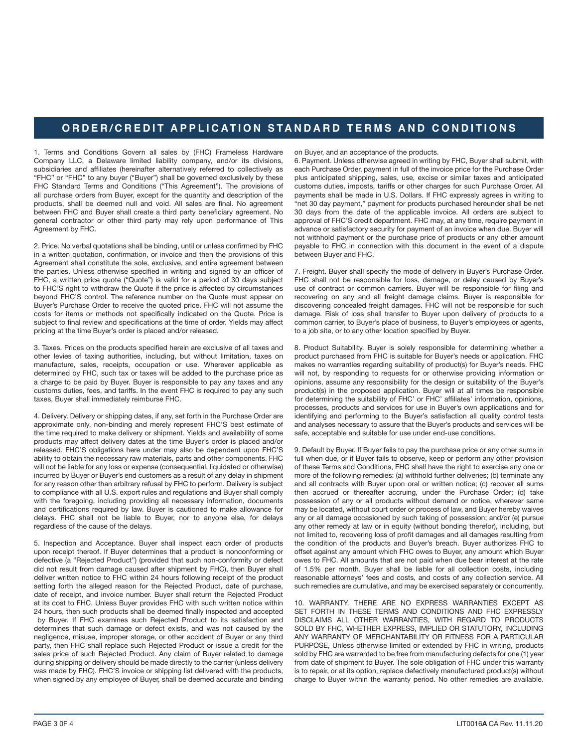## ORDER/CREDIT APPLICATION STANDARD TERMS AND CONDITIONS

1. Terms and Conditions Govern all sales by (FHC) Frameless Hardware Company LLC, a Delaware limited liability company, and/or its divisions, subsidiaries and affiliates (hereinafter alternatively referred to collectively as "FHC" or "FHC" to any buyer ("Buyer") shall be governed exclusively by these FHC Standard Terms and Conditions ("This Agreement"). The provisions of all purchase orders from Buyer, except for the quantity and description of the products, shall be deemed null and void. All sales are final. No agreement between FHC and Buyer shall create a third party beneficiary agreement. No general contractor or other third party may rely upon performance of This Agreement by FHC.

2. Price. No verbal quotations shall be binding, until or unless confirmed by FHC in a written quotation, confirmation, or invoice and then the provisions of this Agreement shall constitute the sole, exclusive, and entire agreement between the parties. Unless otherwise specified in writing and signed by an officer of FHC, a written price quote ("Quote") is valid for a period of 30 days subject to FHC'S right to withdraw the Quote if the price is affected by circumstances beyond FHC'S control. The reference number on the Quote must appear on Buyer's Purchase Order to receive the quoted price. FHC will not assume the costs for items or methods not specifically indicated on the Quote. Price is subject to final review and specifications at the time of order. Yields may affect pricing at the time Buyer's order is placed and/or released.

3. Taxes. Prices on the products specified herein are exclusive of all taxes and other levies of taxing authorities, including, but without limitation, taxes on manufacture, sales, receipts, occupation or use. Wherever applicable as determined by FHC, such tax or taxes will be added to the purchase price as a charge to be paid by Buyer. Buyer is responsible to pay any taxes and any customs duties, fees, and tariffs. In the event FHC is required to pay any such taxes, Buyer shall immediately reimburse FHC.

4. Delivery. Delivery or shipping dates, if any, set forth in the Purchase Order are approximate only, non-binding and merely represent FHC'S best estimate of the time required to make delivery or shipment. Yields and availability of some products may affect delivery dates at the time Buyer's order is placed and/or released. FHC'S obligations here under may also be dependent upon FHC'S ability to obtain the necessary raw materials, parts and other components. FHC will not be liable for any loss or expense (consequential, liquidated or otherwise) incurred by Buyer or Buyer's end customers as a result of any delay in shipment for any reason other than arbitrary refusal by FHC to perform. Delivery is subject to compliance with all U.S. export rules and regulations and Buyer shall comply with the foregoing, including providing all necessary information, documents and certifications required by law. Buyer is cautioned to make allowance for delays. FHC shall not be liable to Buyer, nor to anyone else, for delays regardless of the cause of the delays.

5. Inspection and Acceptance. Buyer shall inspect each order of products upon receipt thereof. If Buyer determines that a product is nonconforming or defective (a "Rejected Product") (provided that such non-conformity or defect did not result from damage caused after shipment by FHC), then Buyer shall deliver written notice to FHC within 24 hours following receipt of the product setting forth the alleged reason for the Rejected Product, date of purchase, date of receipt, and invoice number. Buyer shall return the Rejected Product at its cost to FHC. Unless Buyer provides FHC with such written notice within 24 hours, then such products shall be deemed finally inspected and accepted by Buyer. If FHC examines such Rejected Product to its satisfaction and determines that such damage or defect exists, and was not caused by the negligence, misuse, improper storage, or other accident of Buyer or any third party, then FHC shall replace such Rejected Product or issue a credit for the sales price of such Rejected Product. Any claim of Buyer related to damage during shipping or delivery should be made directly to the carrier (unless delivery was made by FHC). FHC'S invoice or shipping list delivered with the products, when signed by any employee of Buyer, shall be deemed accurate and binding on Buyer, and an acceptance of the products.

6. Payment. Unless otherwise agreed in writing by FHC, Buyer shall submit, with each Purchase Order, payment in full of the invoice price for the Purchase Order plus anticipated shipping, sales, use, excise or similar taxes and anticipated customs duties, imposts, tariffs or other charges for such Purchase Order. All payments shall be made in U.S. Dollars. If FHC expressly agrees in writing to "net 30 day payment," payment for products purchased hereunder shall be net 30 days from the date of the applicable invoice. All orders are subject to approval of FHC'S credit department. FHC may, at any time, require payment in advance or satisfactory security for payment of an invoice when due. Buyer will not withhold payment or the purchase price of products or any other amount payable to FHC in connection with this document in the event of a dispute between Buyer and FHC.

7. Freight. Buyer shall specify the mode of delivery in Buyer's Purchase Order. FHC shall not be responsible for loss, damage, or delay caused by Buyer's use of contract or common carriers. Buyer will be responsible for filing and recovering on any and all freight damage claims. Buyer is responsible for discovering concealed freight damages. FHC will not be responsible for such damage. Risk of loss shall transfer to Buyer upon delivery of products to a common carrier, to Buyer's place of business, to Buyer's employees or agents, to a job site, or to any other location specified by Buyer.

8. Product Suitability. Buyer is solely responsible for determining whether a product purchased from FHC is suitable for Buyer's needs or application. FHC makes no warranties regarding suitability of product(s) for Buyer's needs. FHC will not, by responding to requests for or otherwise providing information or opinions, assume any responsibility for the design or suitability of the Buyer's product(s) in the proposed application. Buyer will at all times be responsible for determining the suitability of FHC' or FHC' affiliates' information, opinions, processes, products and services for use in Buyer's own applications and for identifying and performing to the Buyer's satisfaction all quality control tests and analyses necessary to assure that the Buyer's products and services will be safe, acceptable and suitable for use under end-use conditions.

9. Default by Buyer. If Buyer fails to pay the purchase price or any other sums in full when due, or if Buyer fails to observe, keep or perform any other provision of these Terms and Conditions, FHC shall have the right to exercise any one or more of the following remedies: (a) withhold further deliveries; (b) terminate any and all contracts with Buyer upon oral or written notice; (c) recover all sums then accrued or thereafter accruing, under the Purchase Order; (d) take possession of any or all products without demand or notice, wherever same may be located, without court order or process of law, and Buyer hereby waives any or all damage occasioned by such taking of possession; and/or (e) pursue any other remedy at law or in equity (without bonding therefor), including, but not limited to, recovering loss of profit damages and all damages resulting from the condition of the products and Buyer's breach. Buyer authorizes FHC to offset against any amount which FHC owes to Buyer, any amount which Buyer owes to FHC. All amounts that are not paid when due bear interest at the rate of 1.5% per month. Buyer shall be liable for all collection costs, including reasonable attorneys' fees and costs, and costs of any collection service. All such remedies are cumulative, and may be exercised separately or concurrently.

10. WARRANTY. THERE ARE NO EXPRESS WARRANTIES EXCEPT AS SET FORTH IN THESE TERMS AND CONDITIONS AND FHC EXPRESSLY DISCLAIMS ALL OTHER WARRANTIES, WITH REGARD TO PRODUCTS SOLD BY FHC, WHETHER EXPRESS, IMPLIED OR STATUTORY, INCLUDING ANY WARRANTY OF MERCHANTABILITY OR FITNESS FOR A PARTICULAR PURPOSE, Unless otherwise limited or extended by FHC in writing, products sold by FHC are warranted to be free from manufacturing defects for one (1) year from date of shipment to Buyer. The sole obligation of FHC under this warranty is to repair, or at its option, replace defectively manufactured product(s) without charge to Buyer within the warranty period. No other remedies are available.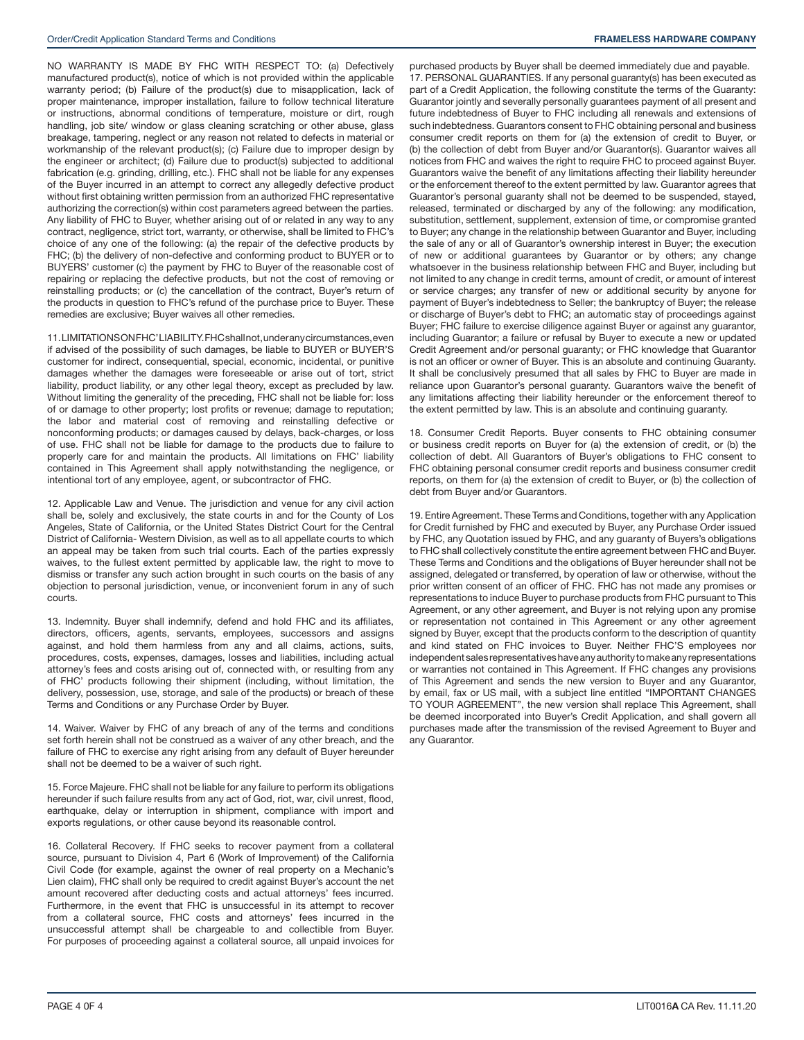NO WARRANTY IS MADE BY FHC WITH RESPECT TO: (a) Defectively manufactured product(s), notice of which is not provided within the applicable warranty period; (b) Failure of the product(s) due to misapplication, lack of proper maintenance, improper installation, failure to follow technical literature or instructions, abnormal conditions of temperature, moisture or dirt, rough handling, job site/ window or glass cleaning scratching or other abuse, glass breakage, tampering, neglect or any reason not related to defects in material or workmanship of the relevant product(s); (c) Failure due to improper design by the engineer or architect; (d) Failure due to product(s) subjected to additional fabrication (e.g. grinding, drilling, etc.). FHC shall not be liable for any expenses of the Buyer incurred in an attempt to correct any allegedly defective product without first obtaining written permission from an authorized FHC representative authorizing the correction(s) within cost parameters agreed between the parties. Any liability of FHC to Buyer, whether arising out of or related in any way to any contract, negligence, strict tort, warranty, or otherwise, shall be limited to FHC's choice of any one of the following: (a) the repair of the defective products by FHC; (b) the delivery of non-defective and conforming product to BUYER or to BUYERS' customer (c) the payment by FHC to Buyer of the reasonable cost of repairing or replacing the defective products, but not the cost of removing or reinstalling products; or (c) the cancellation of the contract, Buyer's return of the products in question to FHC's refund of the purchase price to Buyer. These remedies are exclusive; Buyer waives all other remedies.

11. LIMITATIONS ON FHC' LIABILITY. FHC shall not, under any circumstances, even if advised of the possibility of such damages, be liable to BUYER or BUYER'S customer for indirect, consequential, special, economic, incidental, or punitive damages whether the damages were foreseeable or arise out of tort, strict liability, product liability, or any other legal theory, except as precluded by law. Without limiting the generality of the preceding, FHC shall not be liable for: loss of or damage to other property; lost profits or revenue; damage to reputation; the labor and material cost of removing and reinstalling defective or nonconforming products; or damages caused by delays, back-charges, or loss of use. FHC shall not be liable for damage to the products due to failure to properly care for and maintain the products. All limitations on FHC' liability contained in This Agreement shall apply notwithstanding the negligence, or intentional tort of any employee, agent, or subcontractor of FHC.

12. Applicable Law and Venue. The jurisdiction and venue for any civil action shall be, solely and exclusively, the state courts in and for the County of Los Angeles, State of California, or the United States District Court for the Central District of California- Western Division, as well as to all appellate courts to which an appeal may be taken from such trial courts. Each of the parties expressly waives, to the fullest extent permitted by applicable law, the right to move to dismiss or transfer any such action brought in such courts on the basis of any objection to personal jurisdiction, venue, or inconvenient forum in any of such courts.

13. Indemnity. Buyer shall indemnify, defend and hold FHC and its affiliates, directors, officers, agents, servants, employees, successors and assigns against, and hold them harmless from any and all claims, actions, suits, procedures, costs, expenses, damages, losses and liabilities, including actual attorney's fees and costs arising out of, connected with, or resulting from any of FHC' products following their shipment (including, without limitation, the delivery, possession, use, storage, and sale of the products) or breach of these Terms and Conditions or any Purchase Order by Buyer.

14. Waiver. Waiver by FHC of any breach of any of the terms and conditions set forth herein shall not be construed as a waiver of any other breach, and the failure of FHC to exercise any right arising from any default of Buyer hereunder shall not be deemed to be a waiver of such right.

15. Force Majeure. FHC shall not be liable for any failure to perform its obligations hereunder if such failure results from any act of God, riot, war, civil unrest, flood, earthquake, delay or interruption in shipment, compliance with import and exports regulations, or other cause beyond its reasonable control.

16. Collateral Recovery. If FHC seeks to recover payment from a collateral source, pursuant to Division 4, Part 6 (Work of Improvement) of the California Civil Code (for example, against the owner of real property on a Mechanic's Lien claim), FHC shall only be required to credit against Buyer's account the net amount recovered after deducting costs and actual attorneys' fees incurred. Furthermore, in the event that FHC is unsuccessful in its attempt to recover from a collateral source, FHC costs and attorneys' fees incurred in the unsuccessful attempt shall be chargeable to and collectible from Buyer. For purposes of proceeding against a collateral source, all unpaid invoices for purchased products by Buyer shall be deemed immediately due and payable.

17. PERSONAL GUARANTIES. If any personal guaranty(s) has been executed as part of a Credit Application, the following constitute the terms of the Guaranty: Guarantor jointly and severally personally guarantees payment of all present and future indebtedness of Buyer to FHC including all renewals and extensions of such indebtedness. Guarantors consent to FHC obtaining personal and business consumer credit reports on them for (a) the extension of credit to Buyer, or (b) the collection of debt from Buyer and/or Guarantor(s). Guarantor waives all notices from FHC and waives the right to require FHC to proceed against Buyer. Guarantors waive the benefit of any limitations affecting their liability hereunder or the enforcement thereof to the extent permitted by law. Guarantor agrees that Guarantor's personal guaranty shall not be deemed to be suspended, stayed, released, terminated or discharged by any of the following: any modification, substitution, settlement, supplement, extension of time, or compromise granted to Buyer; any change in the relationship between Guarantor and Buyer, including the sale of any or all of Guarantor's ownership interest in Buyer; the execution of new or additional guarantees by Guarantor or by others; any change whatsoever in the business relationship between FHC and Buyer, including but not limited to any change in credit terms, amount of credit, or amount of interest or service charges; any transfer of new or additional security by anyone for payment of Buyer's indebtedness to Seller; the bankruptcy of Buyer; the release or discharge of Buyer's debt to FHC; an automatic stay of proceedings against Buyer; FHC failure to exercise diligence against Buyer or against any guarantor, including Guarantor; a failure or refusal by Buyer to execute a new or updated Credit Agreement and/or personal guaranty; or FHC knowledge that Guarantor is not an officer or owner of Buyer. This is an absolute and continuing Guaranty. It shall be conclusively presumed that all sales by FHC to Buyer are made in reliance upon Guarantor's personal guaranty. Guarantors waive the benefit of any limitations affecting their liability hereunder or the enforcement thereof to the extent permitted by law. This is an absolute and continuing guaranty.

18. Consumer Credit Reports. Buyer consents to FHC obtaining consumer or business credit reports on Buyer for (a) the extension of credit, or (b) the collection of debt. All Guarantors of Buyer's obligations to FHC consent to FHC obtaining personal consumer credit reports and business consumer credit reports, on them for (a) the extension of credit to Buyer, or (b) the collection of debt from Buyer and/or Guarantors.

19. Entire Agreement. These Terms and Conditions, together with any Application for Credit furnished by FHC and executed by Buyer, any Purchase Order issued by FHC, any Quotation issued by FHC, and any guaranty of Buyers's obligations to FHC shall collectively constitute the entire agreement between FHC and Buyer. These Terms and Conditions and the obligations of Buyer hereunder shall not be assigned, delegated or transferred, by operation of law or otherwise, without the prior written consent of an officer of FHC. FHC has not made any promises or representations to induce Buyer to purchase products from FHC pursuant to This Agreement, or any other agreement, and Buyer is not relying upon any promise or representation not contained in This Agreement or any other agreement signed by Buyer, except that the products conform to the description of quantity and kind stated on FHC invoices to Buyer. Neither FHC'S employees nor independent sales representatives have any authority to make any representations or warranties not contained in This Agreement. If FHC changes any provisions of This Agreement and sends the new version to Buyer and any Guarantor, by email, fax or US mail, with a subject line entitled "IMPORTANT CHANGES TO YOUR AGREEMENT", the new version shall replace This Agreement, shall be deemed incorporated into Buyer's Credit Application, and shall govern all purchases made after the transmission of the revised Agreement to Buyer and any Guarantor.